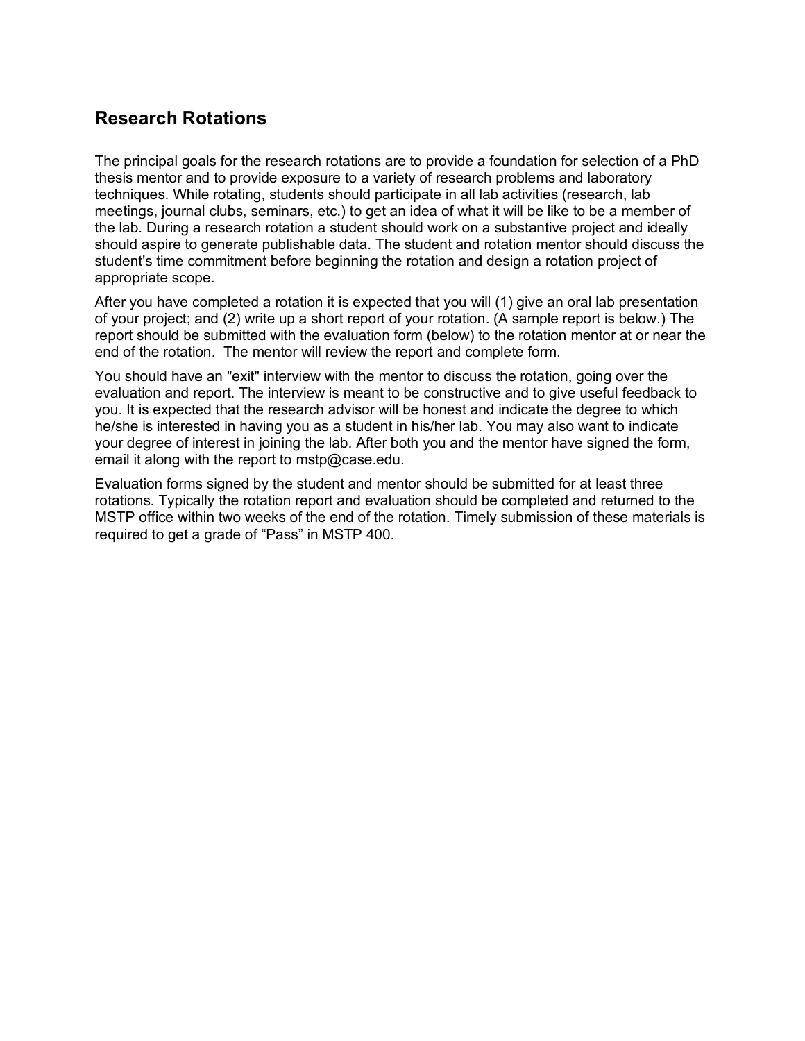## Research Rotations

The principal goals for the research rotations are to provide a foundation for selection of a PhD thesis mentor and to provide exposure to a variety of research problems and laboratory techniques. While rotating, students should participate in all lab activities (research, lab meetings, journal clubs, seminars, etc.) to get an idea of what it will be like to be a member of the lab. During a research rotation a student should work on a substantive project and ideally should aspire to generate publishable data. The student and rotation mentor should discuss the student's time commitment before beginning the rotation and design a rotation project of appropriate scope.

After you have completed a rotation it is expected that you will (1) give an oral lab presentation of your project; and (2) write up a short report of your rotation. (A sample report is below.) The report should be submitted with the evaluation form (below) to the rotation mentor at or near the end of the rotation. The mentor will review the report and complete form.

You should have an "exit" interview with the mentor to discuss the rotation, going over the evaluation and report. The interview is meant to be constructive and to give useful feedback to you. It is expected that the research advisor will be honest and indicate the degree to which he/she is interested in having you as a student in his/her lab. You may also want to indicate your degree of interest in joining the lab. After both you and the mentor have signed the form, email it along with the report to mstp@case.edu.

Evaluation forms signed by the student and mentor should be submitted for at least three rotations. Typically the rotation report and evaluation should be completed and returned to the MSTP office within two weeks of the end of the rotation. Timely submission of these materials is required to get a grade of “Pass” in MSTP 400.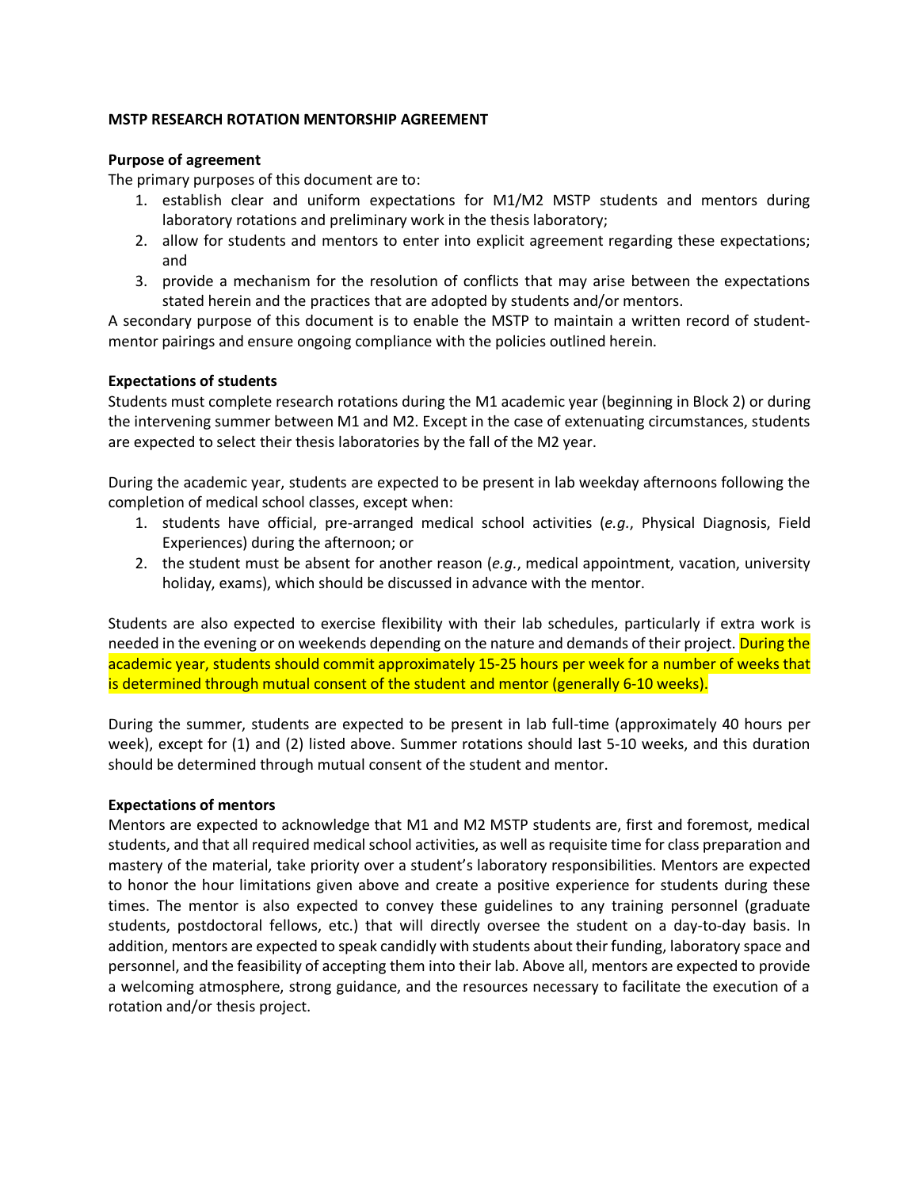**MSTP RESEARCH ROTATION MENTORSHIP AGREEMENT**

**Purpose of agreement**

The primary purposes of this document are to:

1. establish clear and uniform expectations for M1/M2 MSTP students and mentors during laboratory rotations and preliminary work in the thesis laboratory;
2. allow for students and mentors to enter into explicit agreement regarding these expectations; and
3. provide a mechanism for the resolution of conflicts that may arise between the expectations stated herein and the practices that are adopted by students and/or mentors.

A secondary purpose of this document is to enable the MSTP to maintain a written record of student-mentor pairings and ensure ongoing compliance with the policies outlined herein.

**Expectations of students**

Students must complete research rotations during the M1 academic year (beginning in Block 2) or during the intervening summer between M1 and M2. Except in the case of extenuating circumstances, students are expected to select their thesis laboratories by the fall of the M2 year.

During the academic year, students are expected to be present in lab weekday afternoons following the completion of medical school classes, except when:

1. students have official, pre-arranged medical school activities (*e.g.*, Physical Diagnosis, Field Experiences) during the afternoon; or
2. the student must be absent for another reason (*e.g.*, medical appointment, vacation, university holiday, exams), which should be discussed in advance with the mentor.

Students are also expected to exercise flexibility with their lab schedules, particularly if extra work is needed in the evening or on weekends depending on the nature and demands of their project. During the academic year, students should commit approximately 15-25 hours per week for a number of weeks that is determined through mutual consent of the student and mentor (generally 6-10 weeks).

During the summer, students are expected to be present in lab full-time (approximately 40 hours per week), except for (1) and (2) listed above. Summer rotations should last 5-10 weeks, and this duration should be determined through mutual consent of the student and mentor.

**Expectations of mentors**

Mentors are expected to acknowledge that M1 and M2 MSTP students are, first and foremost, medical students, and that all required medical school activities, as well as requisite time for class preparation and mastery of the material, take priority over a student's laboratory responsibilities. Mentors are expected to honor the hour limitations given above and create a positive experience for students during these times. The mentor is also expected to convey these guidelines to any training personnel (graduate students, postdoctoral fellows, etc.) that will directly oversee the student on a day-to-day basis. In addition, mentors are expected to speak candidly with students about their funding, laboratory space and personnel, and the feasibility of accepting them into their lab. Above all, mentors are expected to provide a welcoming atmosphere, strong guidance, and the resources necessary to facilitate the execution of a rotation and/or thesis project.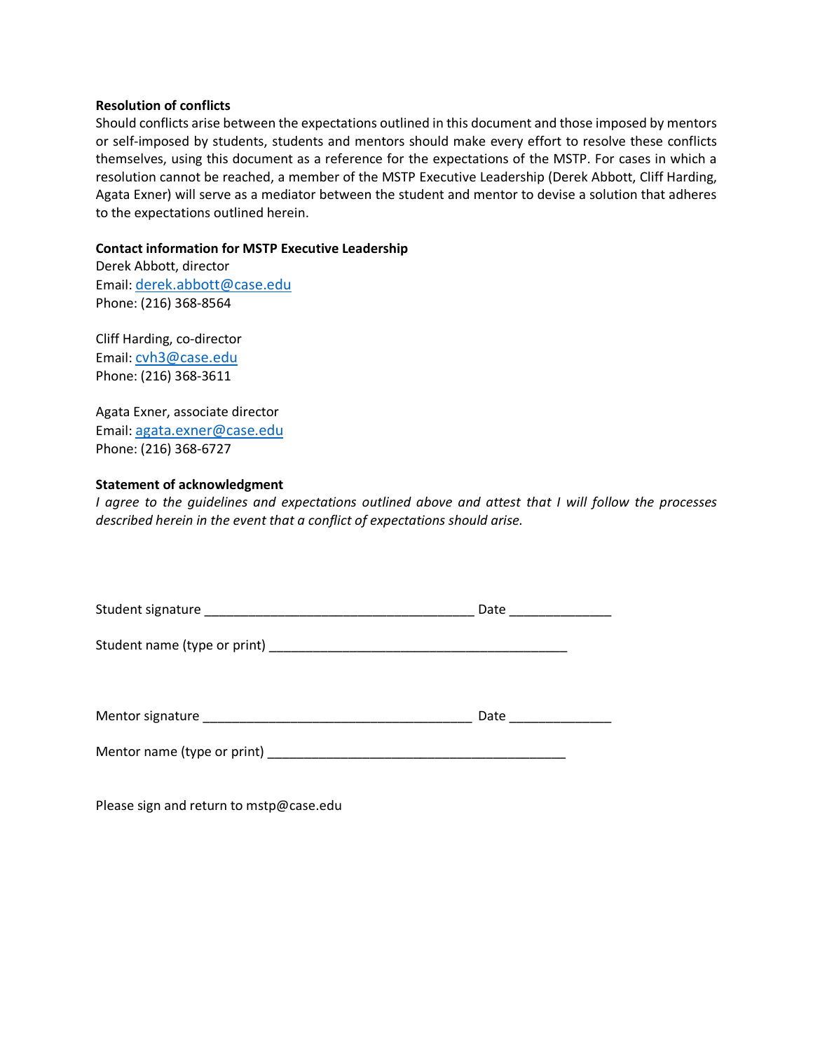**Resolution of conflicts**

Should conflicts arise between the expectations outlined in this document and those imposed by mentors or self-imposed by students, students and mentors should make every effort to resolve these conflicts themselves, using this document as a reference for the expectations of the MSTP. For cases in which a resolution cannot be reached, a member of the MSTP Executive Leadership (Derek Abbott, Cliff Harding, Agata Exner) will serve as a mediator between the student and mentor to devise a solution that adheres to the expectations outlined herein.

**Contact information for MSTP Executive Leadership**

Derek Abbott, director
Email: derek.abbott@case.edu
Phone: (216) 368-8564

Cliff Harding, co-director
Email: cvh3@case.edu
Phone: (216) 368-3611

Agata Exner, associate director
Email: agata.exner@case.edu
Phone: (216) 368-6727

**Statement of acknowledgment**

*I agree to the guidelines and expectations outlined above and attest that I will follow the processes described herein in the event that a conflict of expectations should arise.*

Student signature _____________________________________ Date ______________

Student name (type or print) __________________________________________

Mentor signature _____________________________________ Date ______________

Mentor name (type or print) __________________________________________

Please sign and return to mstp@case.edu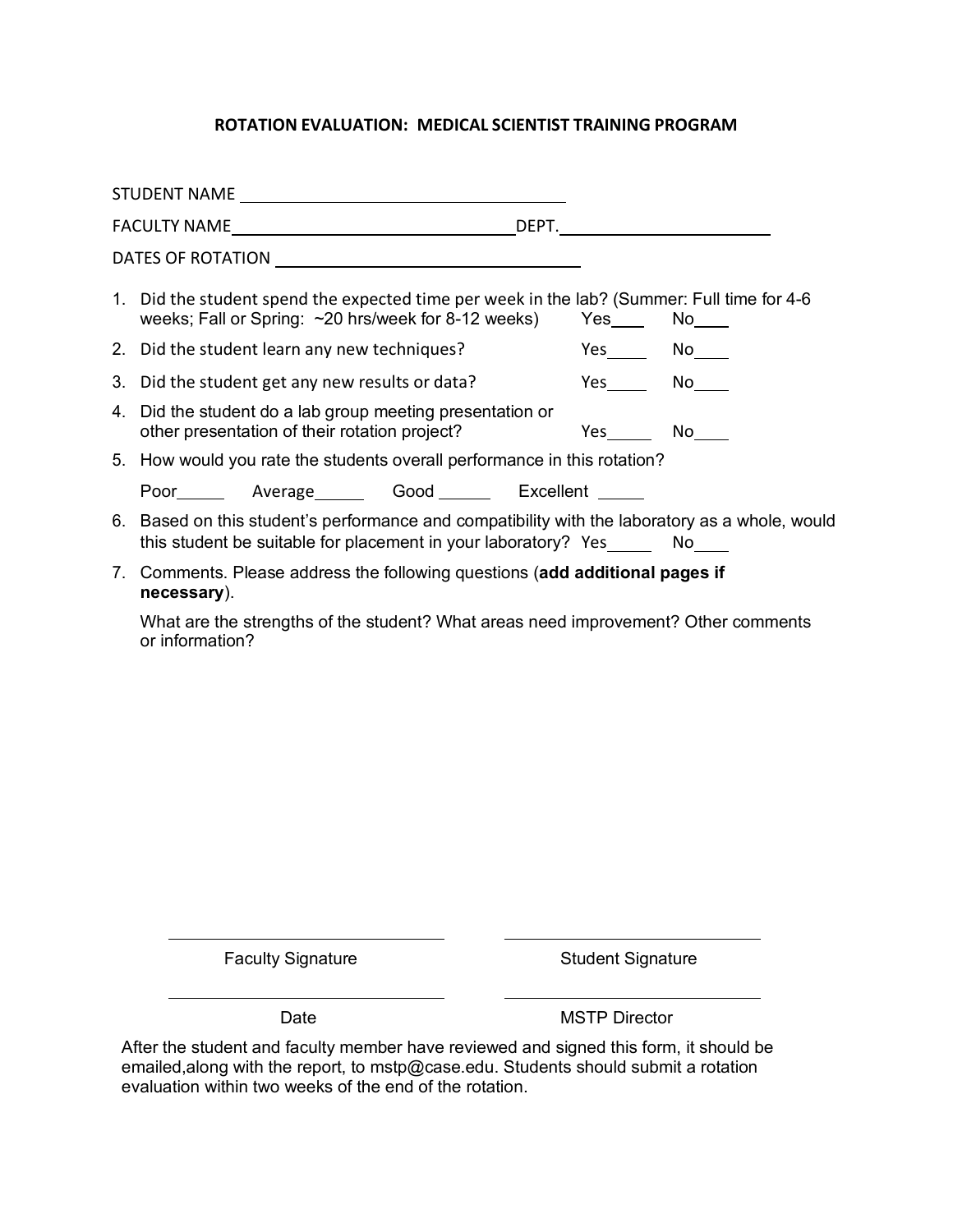# ROTATION EVALUATION: MEDICAL SCIENTIST TRAINING PROGRAM

STUDENT NAME ______________________________

FACULTY NAME ______________________________ DEPT. ____________________

DATES OF ROTATION ____________________________

1. Did the student spend the expected time per week in the lab? (Summer: Full time for 4-6 weeks; Fall or Spring: ~20 hrs/week for 8-12 weeks) Yes____ No____
2. Did the student learn any new techniques? Yes____ No____
3. Did the student get any new results or data? Yes____ No____
4. Did the student do a lab group meeting presentation or other presentation of their rotation project? Yes____ No____
5. How would you rate the students overall performance in this rotation?

   Poor_____ Average_____ Good _____ Excellent _____
6. Based on this student's performance and compatibility with the laboratory as a whole, would this student be suitable for placement in your laboratory? Yes_____ No____
7. Comments. Please address the following questions (**add additional pages if necessary**).

   What are the strengths of the student? What areas need improvement? Other comments or information?

_____________________________ Faculty Signature

_____________________________ Student Signature

_____________________________ Date

_____________________________ MSTP Director

After the student and faculty member have reviewed and signed this form, it should be emailed,along with the report, to mstp@case.edu. Students should submit a rotation evaluation within two weeks of the end of the rotation.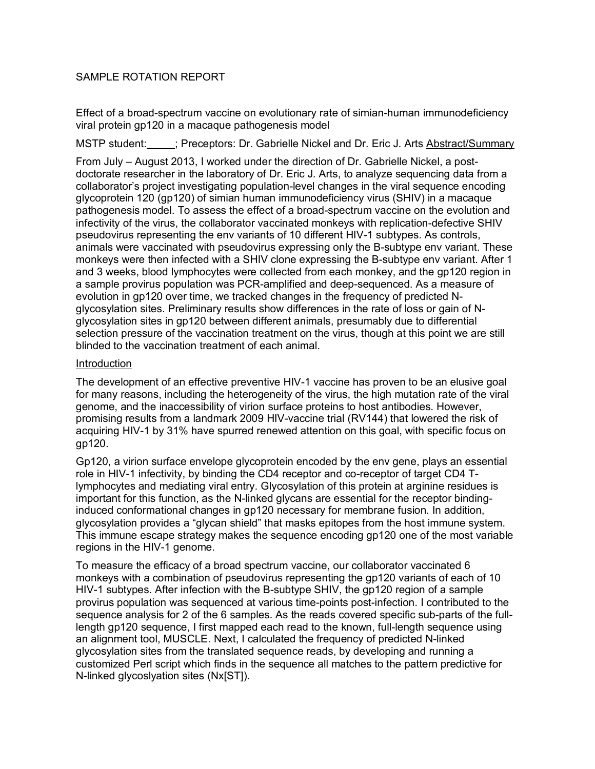SAMPLE ROTATION REPORT

Effect of a broad-spectrum vaccine on evolutionary rate of simian-human immunodeficiency viral protein gp120 in a macaque pathogenesis model

MSTP student:_____; Preceptors: Dr. Gabrielle Nickel and Dr. Eric J. Arts Abstract/Summary

From July – August 2013, I worked under the direction of Dr. Gabrielle Nickel, a post-doctorate researcher in the laboratory of Dr. Eric J. Arts, to analyze sequencing data from a collaborator's project investigating population-level changes in the viral sequence encoding glycoprotein 120 (gp120) of simian human immunodeficiency virus (SHIV) in a macaque pathogenesis model. To assess the effect of a broad-spectrum vaccine on the evolution and infectivity of the virus, the collaborator vaccinated monkeys with replication-defective SHIV pseudovirus representing the env variants of 10 different HIV-1 subtypes. As controls, animals were vaccinated with pseudovirus expressing only the B-subtype env variant. These monkeys were then infected with a SHIV clone expressing the B-subtype env variant. After 1 and 3 weeks, blood lymphocytes were collected from each monkey, and the gp120 region in a sample provirus population was PCR-amplified and deep-sequenced. As a measure of evolution in gp120 over time, we tracked changes in the frequency of predicted N-glycosylation sites. Preliminary results show differences in the rate of loss or gain of N-glycosylation sites in gp120 between different animals, presumably due to differential selection pressure of the vaccination treatment on the virus, though at this point we are still blinded to the vaccination treatment of each animal.

Introduction

The development of an effective preventive HIV-1 vaccine has proven to be an elusive goal for many reasons, including the heterogeneity of the virus, the high mutation rate of the viral genome, and the inaccessibility of virion surface proteins to host antibodies. However, promising results from a landmark 2009 HIV-vaccine trial (RV144) that lowered the risk of acquiring HIV-1 by 31% have spurred renewed attention on this goal, with specific focus on gp120.

Gp120, a virion surface envelope glycoprotein encoded by the env gene, plays an essential role in HIV-1 infectivity, by binding the CD4 receptor and co-receptor of target CD4 T-lymphocytes and mediating viral entry. Glycosylation of this protein at arginine residues is important for this function, as the N-linked glycans are essential for the receptor binding-induced conformational changes in gp120 necessary for membrane fusion. In addition, glycosylation provides a "glycan shield" that masks epitopes from the host immune system. This immune escape strategy makes the sequence encoding gp120 one of the most variable regions in the HIV-1 genome.

To measure the efficacy of a broad spectrum vaccine, our collaborator vaccinated 6 monkeys with a combination of pseudovirus representing the gp120 variants of each of 10 HIV-1 subtypes. After infection with the B-subtype SHIV, the gp120 region of a sample provirus population was sequenced at various time-points post-infection. I contributed to the sequence analysis for 2 of the 6 samples. As the reads covered specific sub-parts of the full-length gp120 sequence, I first mapped each read to the known, full-length sequence using an alignment tool, MUSCLE. Next, I calculated the frequency of predicted N-linked glycosylation sites from the translated sequence reads, by developing and running a customized Perl script which finds in the sequence all matches to the pattern predictive for N-linked glycoslyation sites (Nx[ST]).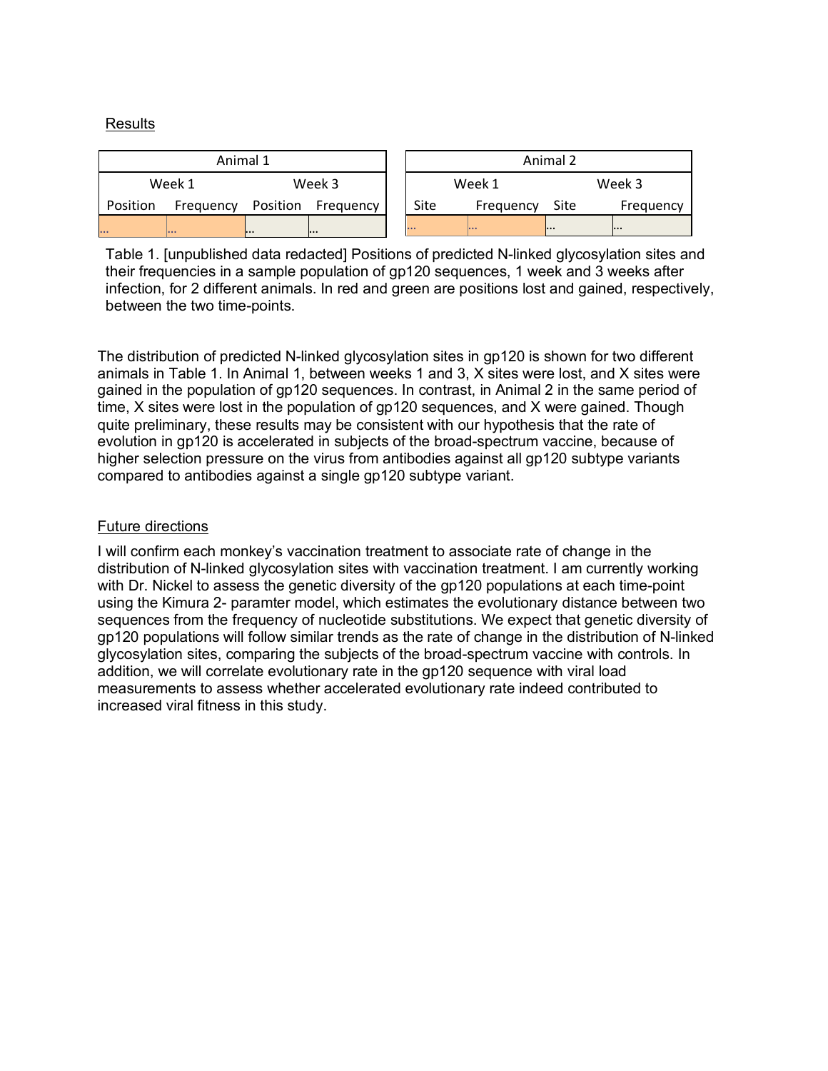Results

| Animal 1 | | | | | Animal 2 | | | |
|---|---|---|---|---|---|---|---|---|
| Week 1 | | Week 3 | | | Week 1 | | Week 3 | |
| Position | Frequency | Position | Frequency | | Site | Frequency | Site | Frequency |
| … | … | … | … | | … | … | … | … |

Table 1. [unpublished data redacted] Positions of predicted N-linked glycosylation sites and their frequencies in a sample population of gp120 sequences, 1 week and 3 weeks after infection, for 2 different animals. In red and green are positions lost and gained, respectively, between the two time-points.

The distribution of predicted N-linked glycosylation sites in gp120 is shown for two different animals in Table 1. In Animal 1, between weeks 1 and 3, X sites were lost, and X sites were gained in the population of gp120 sequences. In contrast, in Animal 2 in the same period of time, X sites were lost in the population of gp120 sequences, and X were gained. Though quite preliminary, these results may be consistent with our hypothesis that the rate of evolution in gp120 is accelerated in subjects of the broad-spectrum vaccine, because of higher selection pressure on the virus from antibodies against all gp120 subtype variants compared to antibodies against a single gp120 subtype variant.

Future directions

I will confirm each monkey's vaccination treatment to associate rate of change in the distribution of N-linked glycosylation sites with vaccination treatment. I am currently working with Dr. Nickel to assess the genetic diversity of the gp120 populations at each time-point using the Kimura 2- paramter model, which estimates the evolutionary distance between two sequences from the frequency of nucleotide substitutions. We expect that genetic diversity of gp120 populations will follow similar trends as the rate of change in the distribution of N-linked glycosylation sites, comparing the subjects of the broad-spectrum vaccine with controls. In addition, we will correlate evolutionary rate in the gp120 sequence with viral load measurements to assess whether accelerated evolutionary rate indeed contributed to increased viral fitness in this study.